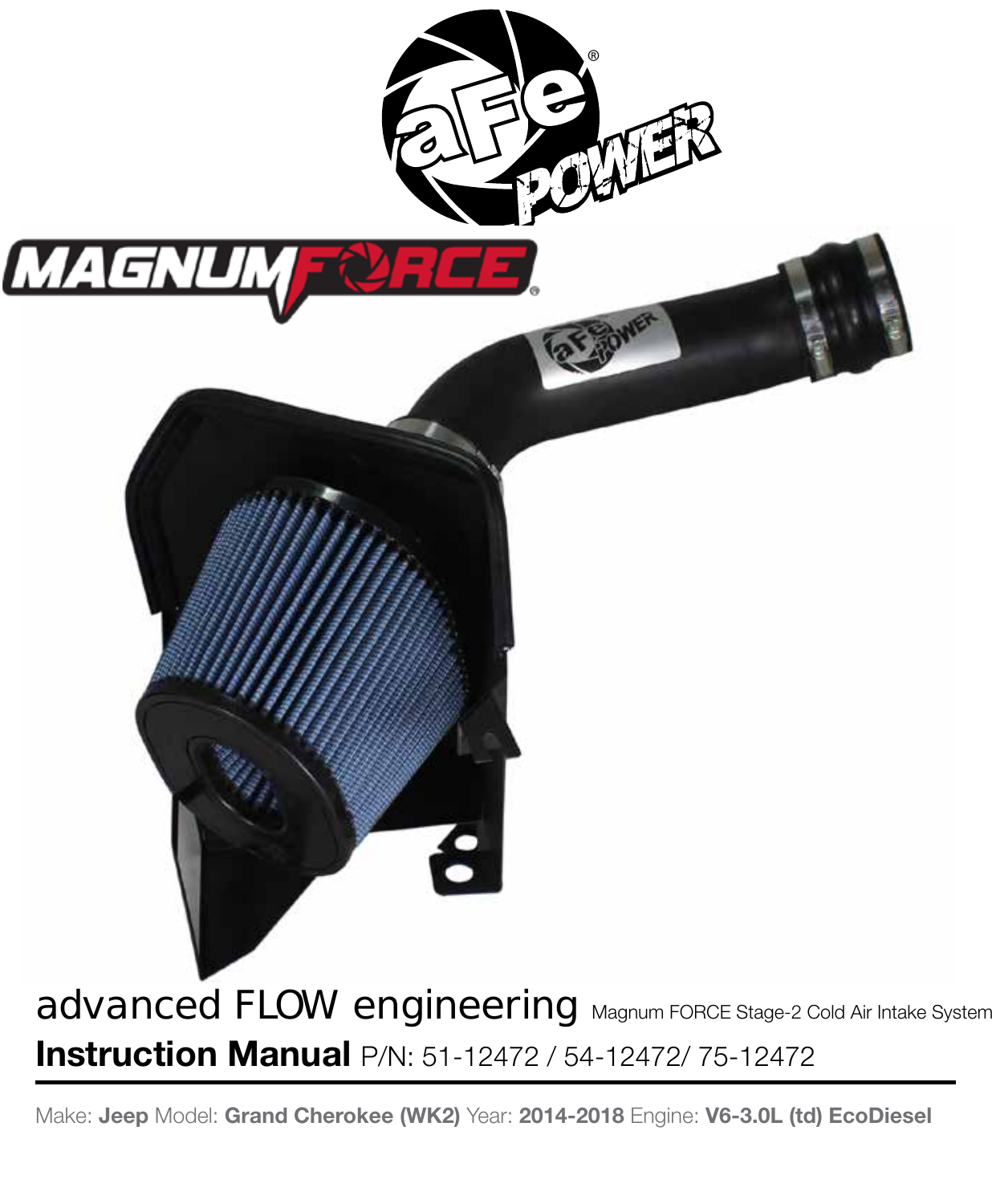aFe POWER

MAGNUM FORCE

advanced FLOW engineering Magnum FORCE Stage-2 Cold Air Intake System

# Instruction Manual P/N: 51-12472 / 54-12472/ 75-12472

Make: **Jeep** Model: **Grand Cherokee (WK2)** Year: **2014-2018** Engine: **V6-3.0L (td) EcoDiesel**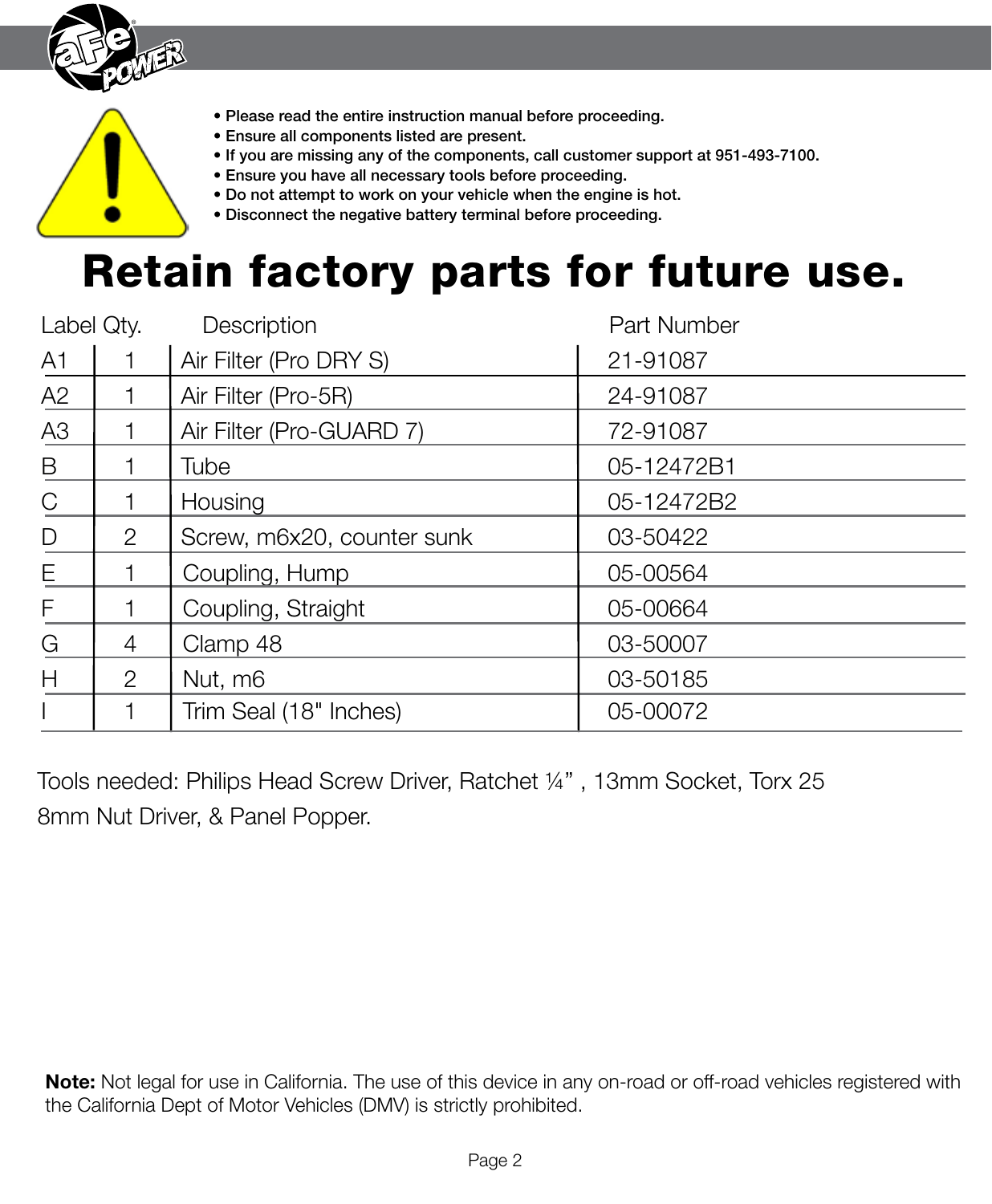- Please read the entire instruction manual before proceeding.
- Ensure all components listed are present.
- If you are missing any of the components, call customer support at 951-493-7100.
- Ensure you have all necessary tools before proceeding.
- Do not attempt to work on your vehicle when the engine is hot.
- Disconnect the negative battery terminal before proceeding.

# Retain factory parts for future use.

| Label | Qty. | Description | Part Number |
| --- | --- | --- | --- |
| A1 | 1 | Air Filter (Pro DRY S) | 21-91087 |
| A2 | 1 | Air Filter (Pro-5R) | 24-91087 |
| A3 | 1 | Air Filter (Pro-GUARD 7) | 72-91087 |
| B | 1 | Tube | 05-12472B1 |
| C | 1 | Housing | 05-12472B2 |
| D | 2 | Screw, m6x20, counter sunk | 03-50422 |
| E | 1 | Coupling, Hump | 05-00564 |
| F | 1 | Coupling, Straight | 05-00664 |
| G | 4 | Clamp 48 | 03-50007 |
| H | 2 | Nut, m6 | 03-50185 |
| I | 1 | Trim Seal (18" Inches) | 05-00072 |

Tools needed: Philips Head Screw Driver, Ratchet ¼” , 13mm Socket, Torx 25
8mm Nut Driver, & Panel Popper.

**Note:** Not legal for use in California. The use of this device in any on-road or off-road vehicles registered with the California Dept of Motor Vehicles (DMV) is strictly prohibited.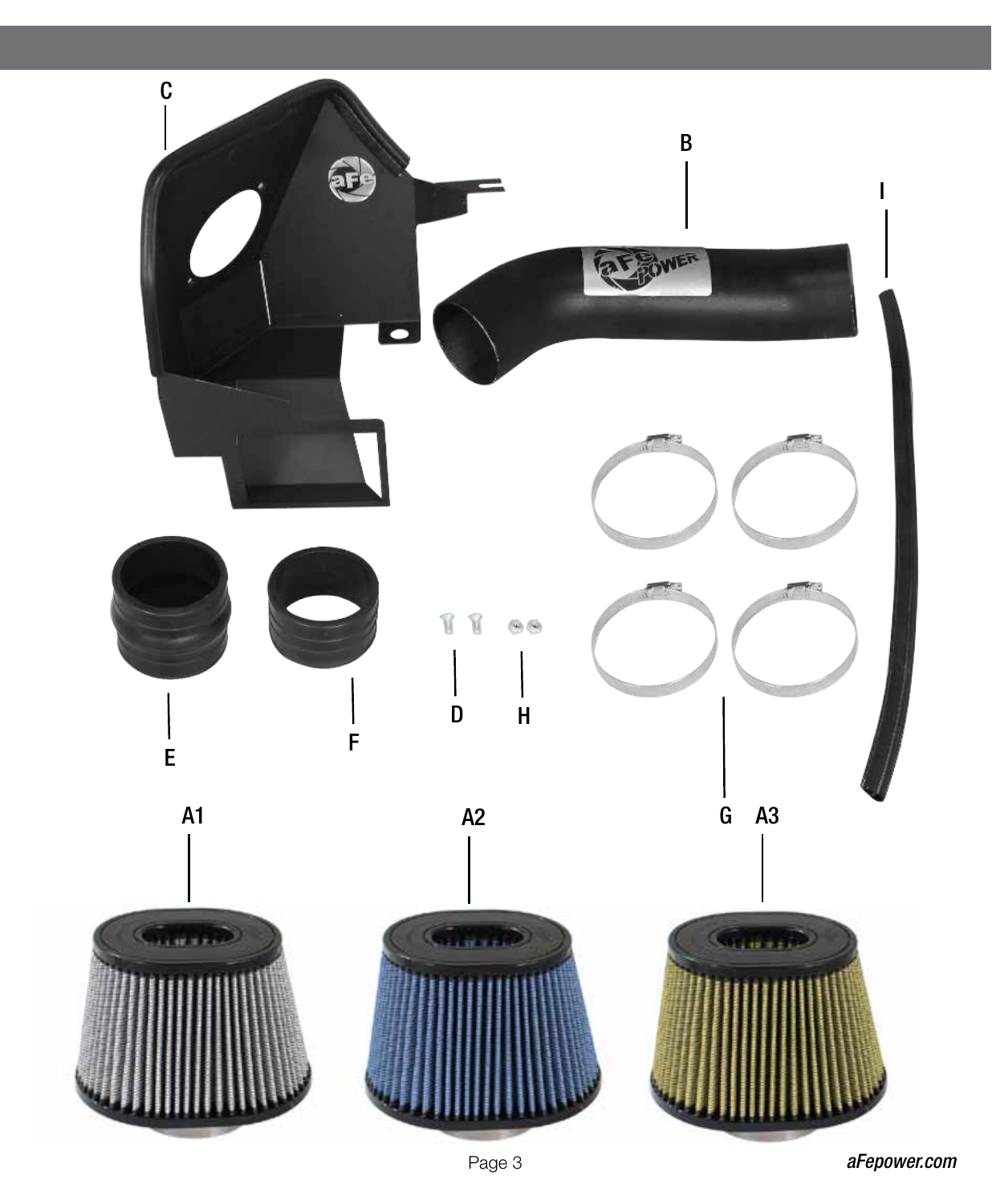C

B

I

E

F

D

H

G

A1

A2

A3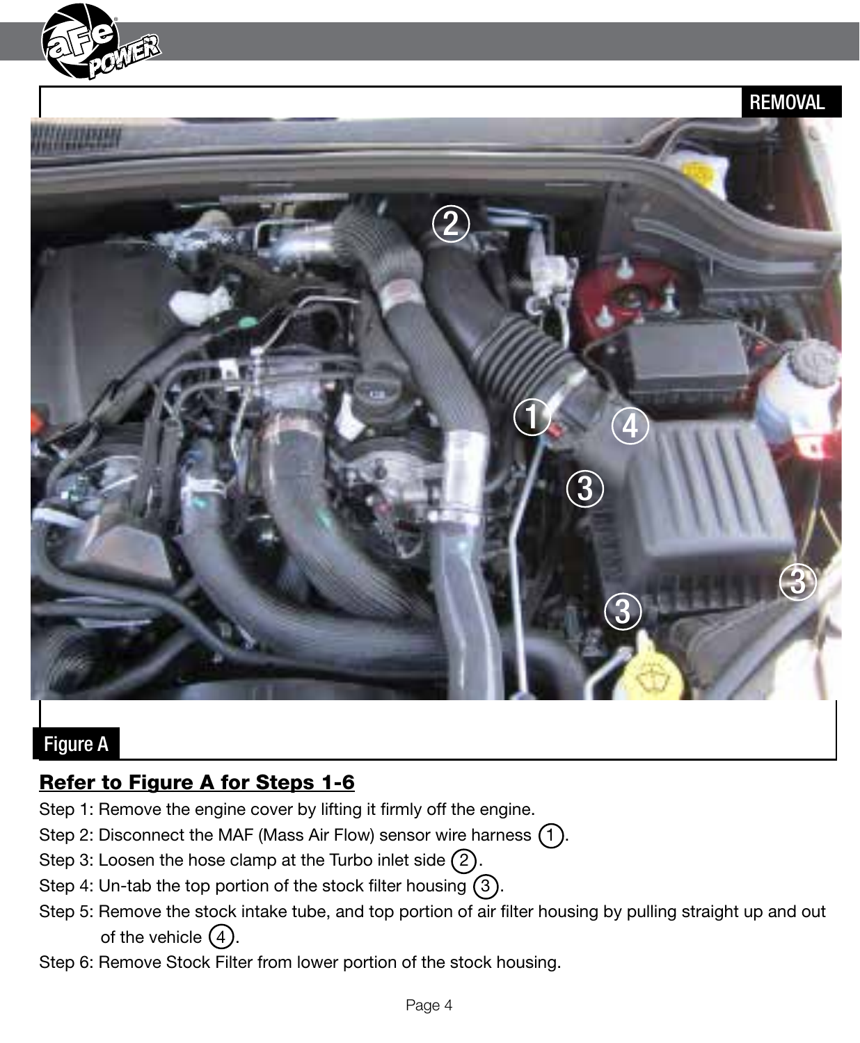REMOVAL

Figure A

**Refer to Figure A for Steps 1-6**

Step 1: Remove the engine cover by lifting it firmly off the engine.

Step 2: Disconnect the MAF (Mass Air Flow) sensor wire harness (1).

Step 3: Loosen the hose clamp at the Turbo inlet side (2).

Step 4: Un-tab the top portion of the stock filter housing (3).

Step 5: Remove the stock intake tube, and top portion of air filter housing by pulling straight up and out of the vehicle (4).

Step 6: Remove Stock Filter from lower portion of the stock housing.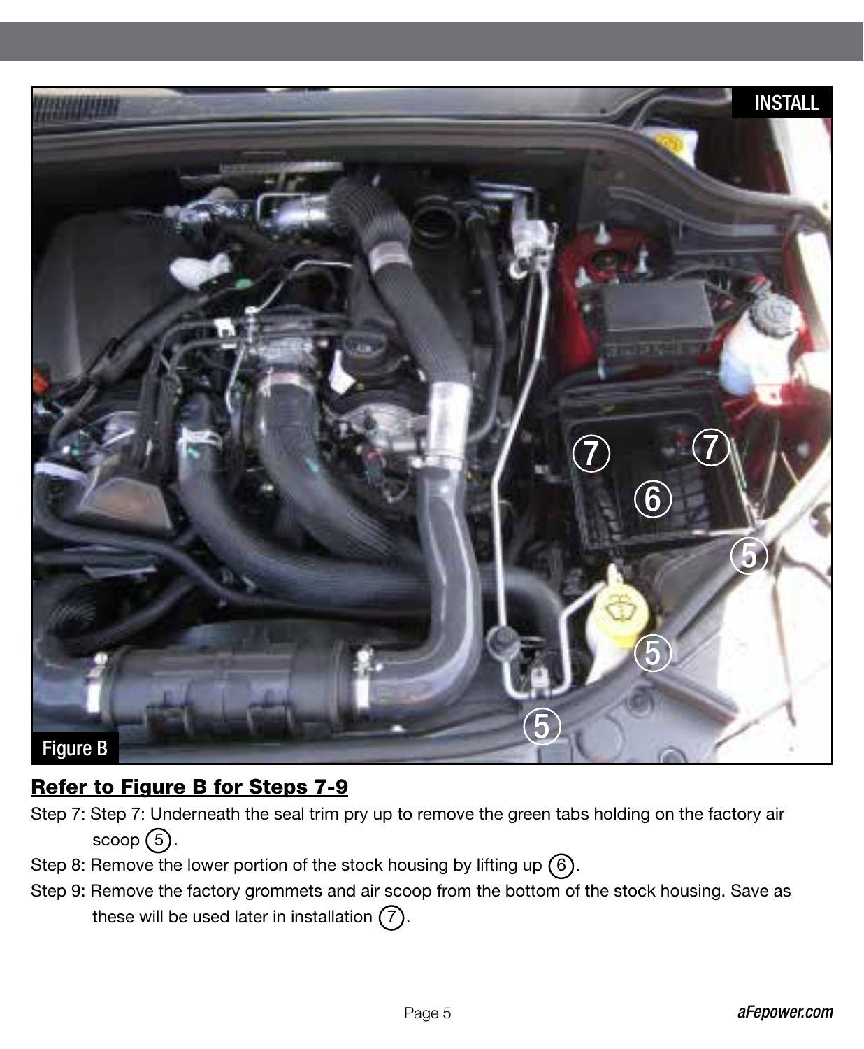Figure B

## Refer to Figure B for Steps 7-9

Step 7: Step 7: Underneath the seal trim pry up to remove the green tabs holding on the factory air scoop (5).

Step 8: Remove the lower portion of the stock housing by lifting up (6).

Step 9: Remove the factory grommets and air scoop from the bottom of the stock housing. Save as these will be used later in installation (7).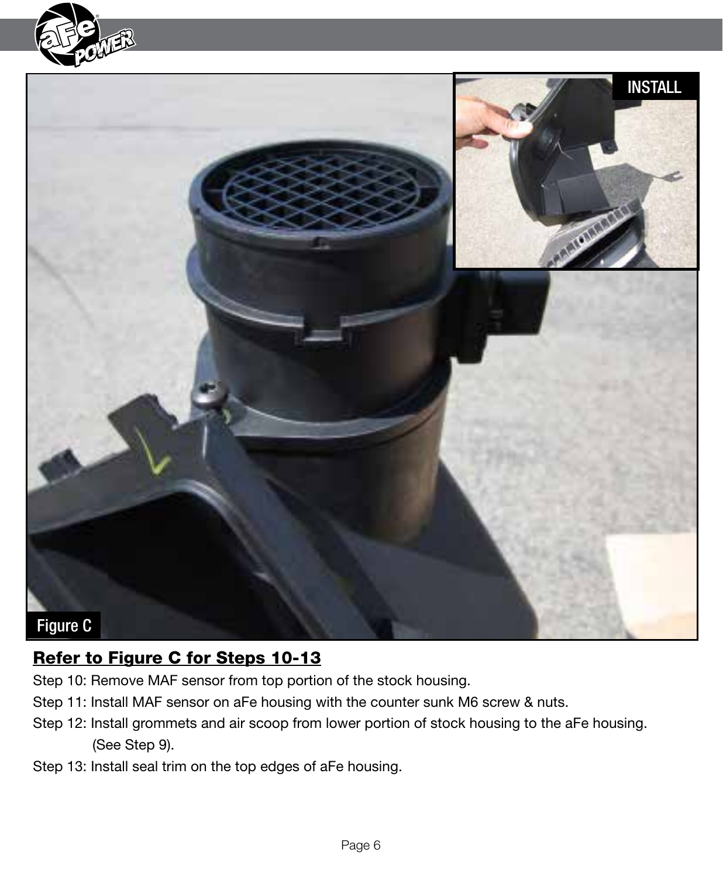**Refer to Figure C for Steps 10-13**

Step 10: Remove MAF sensor from top portion of the stock housing.

Step 11: Install MAF sensor on aFe housing with the counter sunk M6 screw & nuts.

Step 12: Install grommets and air scoop from lower portion of stock housing to the aFe housing. (See Step 9).

Step 13: Install seal trim on the top edges of aFe housing.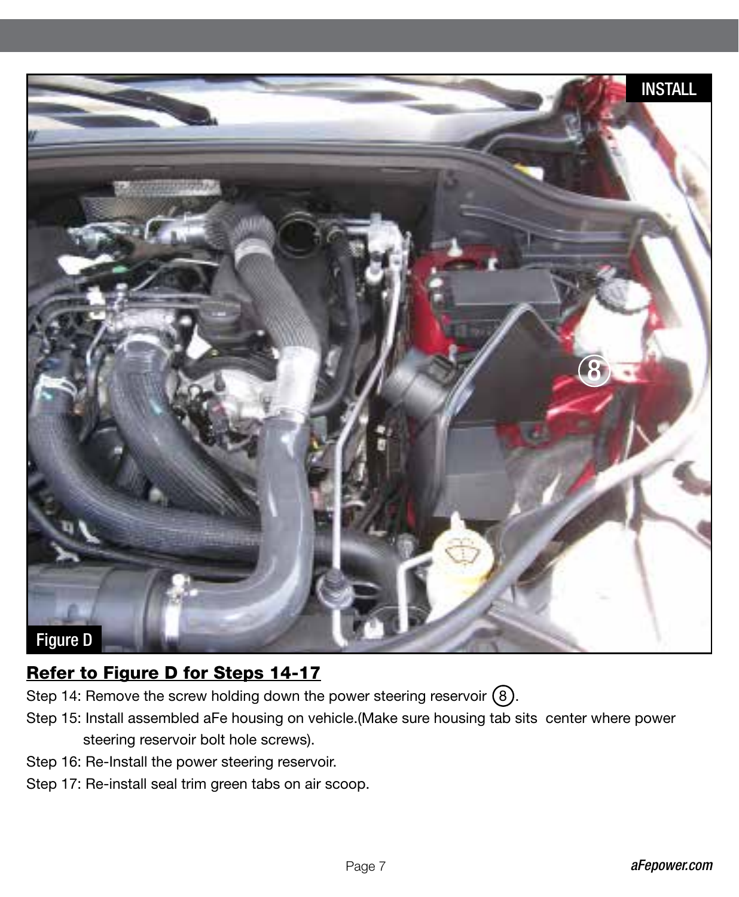## Refer to Figure D for Steps 14-17

Step 14: Remove the screw holding down the power steering reservoir (8).

Step 15: Install assembled aFe housing on vehicle.(Make sure housing tab sits center where power steering reservoir bolt hole screws).

Step 16: Re-Install the power steering reservoir.

Step 17: Re-install seal trim green tabs on air scoop.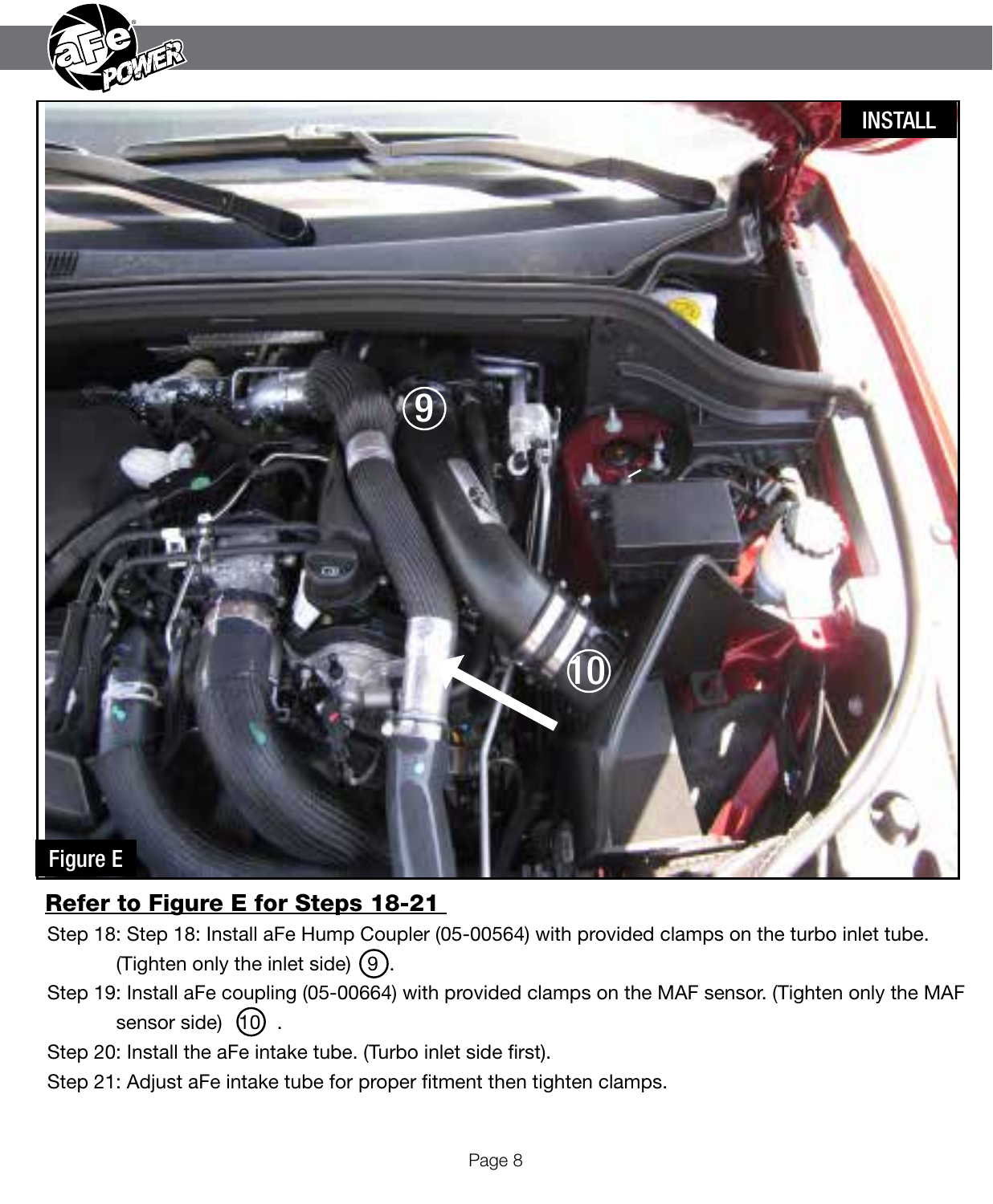Figure E

**Refer to Figure E for Steps 18-21**

Step 18: Step 18: Install aFe Hump Coupler (05-00564) with provided clamps on the turbo inlet tube. (Tighten only the inlet side) ⑨.

Step 19: Install aFe coupling (05-00664) with provided clamps on the MAF sensor. (Tighten only the MAF sensor side) ⑩ .

Step 20: Install the aFe intake tube. (Turbo inlet side first).

Step 21: Adjust aFe intake tube for proper fitment then tighten clamps.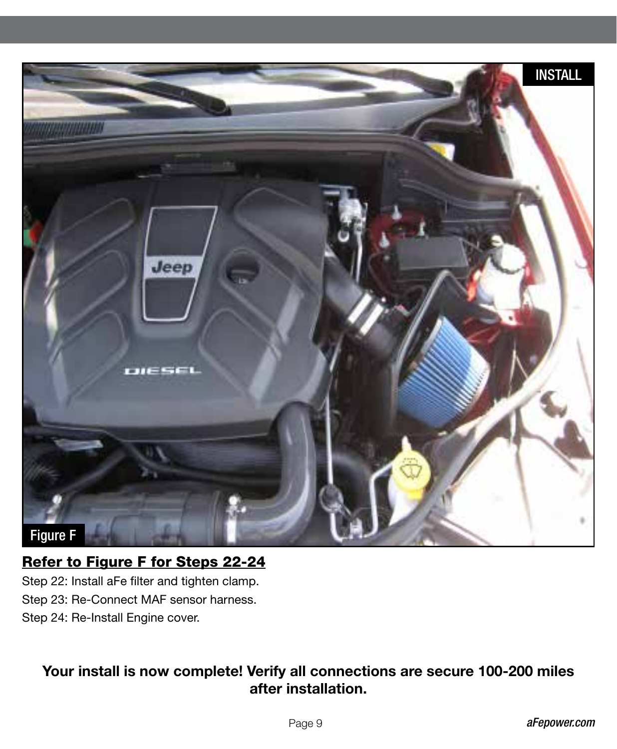**Refer to Figure F for Steps 22-24**

Step 22: Install aFe filter and tighten clamp.

Step 23: Re-Connect MAF sensor harness.

Step 24: Re-Install Engine cover.

**Your install is now complete! Verify all connections are secure 100-200 miles after installation.**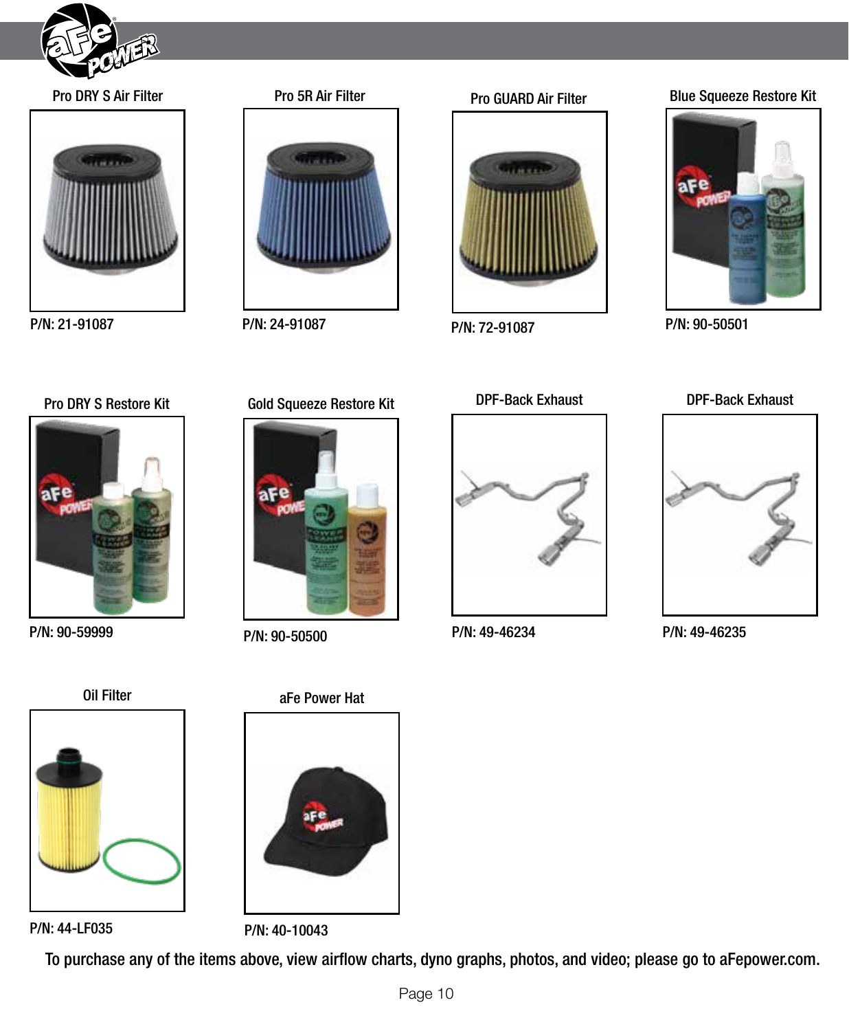Pro DRY S Air Filter

P/N: 21-91087

Pro 5R Air Filter

P/N: 24-91087

Pro GUARD Air Filter

P/N: 72-91087

Blue Squeeze Restore Kit

P/N: 90-50501

Pro DRY S Restore Kit

P/N: 90-59999

Gold Squeeze Restore Kit

P/N: 90-50500

DPF-Back Exhaust

P/N: 49-46234

DPF-Back Exhaust

P/N: 49-46235

Oil Filter

P/N: 44-LF035

aFe Power Hat

P/N: 40-10043

To purchase any of the items above, view airflow charts, dyno graphs, photos, and video; please go to aFepower.com.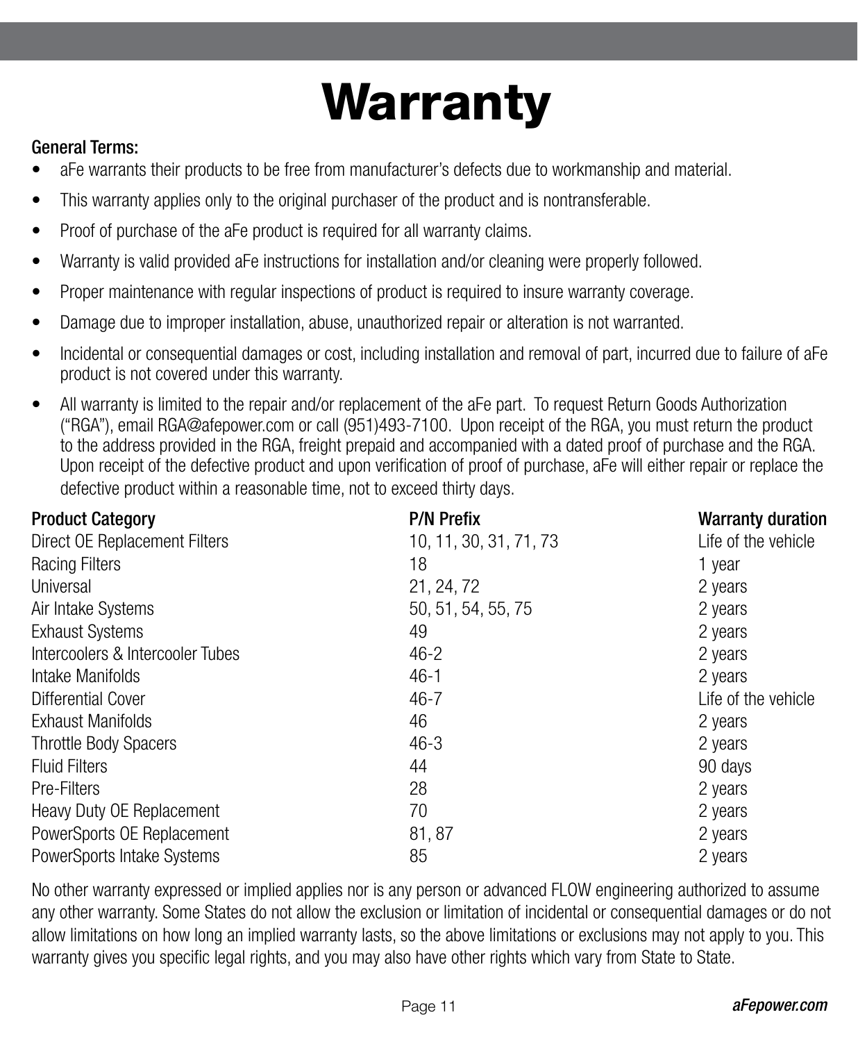# Warranty

**General Terms:**

- aFe warrants their products to be free from manufacturer's defects due to workmanship and material.
- This warranty applies only to the original purchaser of the product and is nontransferable.
- Proof of purchase of the aFe product is required for all warranty claims.
- Warranty is valid provided aFe instructions for installation and/or cleaning were properly followed.
- Proper maintenance with regular inspections of product is required to insure warranty coverage.
- Damage due to improper installation, abuse, unauthorized repair or alteration is not warranted.
- Incidental or consequential damages or cost, including installation and removal of part, incurred due to failure of aFe product is not covered under this warranty.
- All warranty is limited to the repair and/or replacement of the aFe part. To request Return Goods Authorization ("RGA"), email RGA@afepower.com or call (951)493-7100. Upon receipt of the RGA, you must return the product to the address provided in the RGA, freight prepaid and accompanied with a dated proof of purchase and the RGA. Upon receipt of the defective product and upon verification of proof of purchase, aFe will either repair or replace the defective product within a reasonable time, not to exceed thirty days.

| Product Category | P/N Prefix | Warranty duration |
| --- | --- | --- |
| Direct OE Replacement Filters | 10, 11, 30, 31, 71, 73 | Life of the vehicle |
| Racing Filters | 18 | 1 year |
| Universal | 21, 24, 72 | 2 years |
| Air Intake Systems | 50, 51, 54, 55, 75 | 2 years |
| Exhaust Systems | 49 | 2 years |
| Intercoolers & Intercooler Tubes | 46-2 | 2 years |
| Intake Manifolds | 46-1 | 2 years |
| Differential Cover | 46-7 | Life of the vehicle |
| Exhaust Manifolds | 46 | 2 years |
| Throttle Body Spacers | 46-3 | 2 years |
| Fluid Filters | 44 | 90 days |
| Pre-Filters | 28 | 2 years |
| Heavy Duty OE Replacement | 70 | 2 years |
| PowerSports OE Replacement | 81, 87 | 2 years |
| PowerSports Intake Systems | 85 | 2 years |

No other warranty expressed or implied applies nor is any person or advanced FLOW engineering authorized to assume any other warranty. Some States do not allow the exclusion or limitation of incidental or consequential damages or do not allow limitations on how long an implied warranty lasts, so the above limitations or exclusions may not apply to you. This warranty gives you specific legal rights, and you may also have other rights which vary from State to State.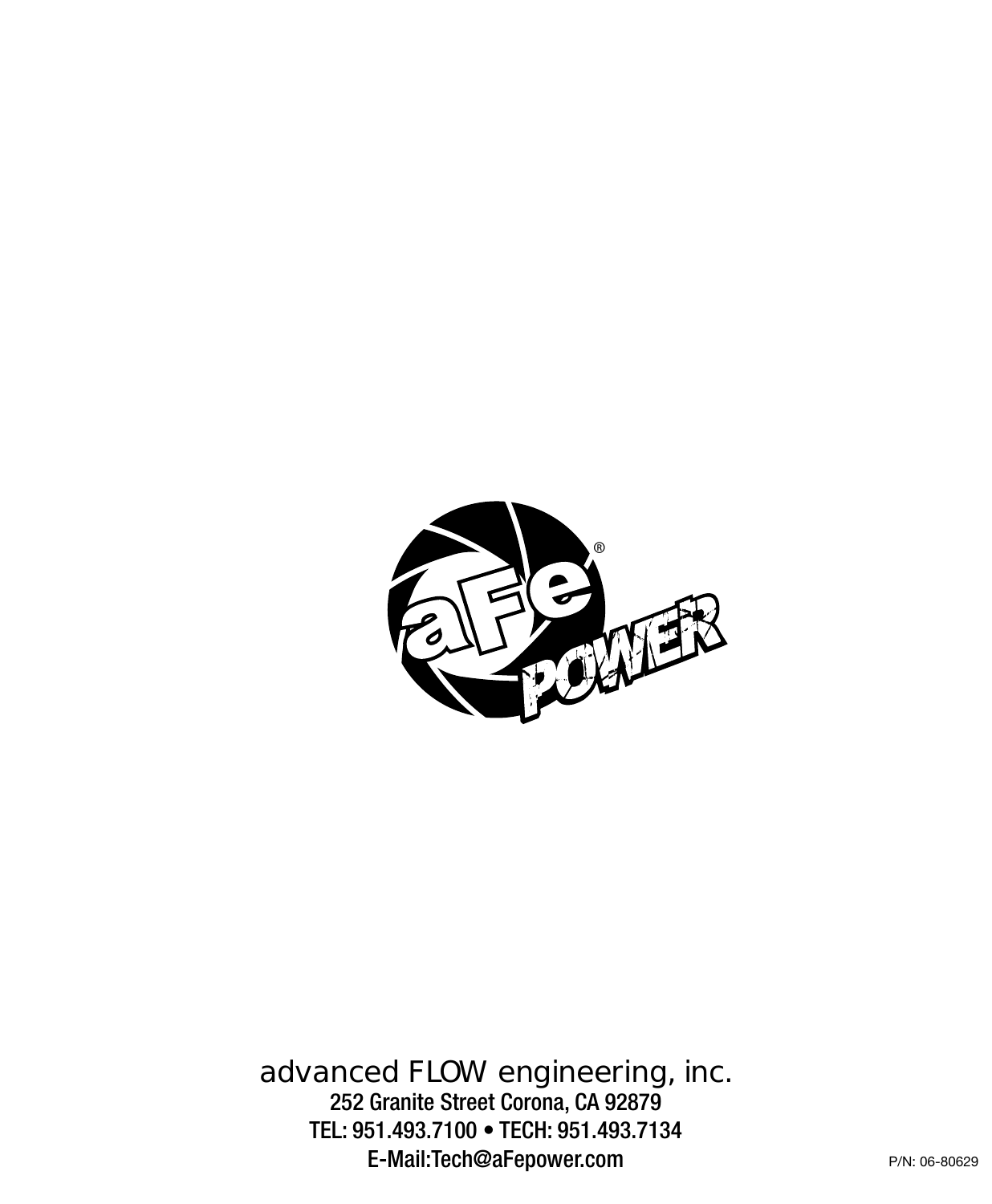advanced FLOW engineering, inc.

252 Granite Street Corona, CA 92879

TEL: 951.493.7100 • TECH: 951.493.7134

E-Mail:Tech@aFepower.com

P/N: 06-80629